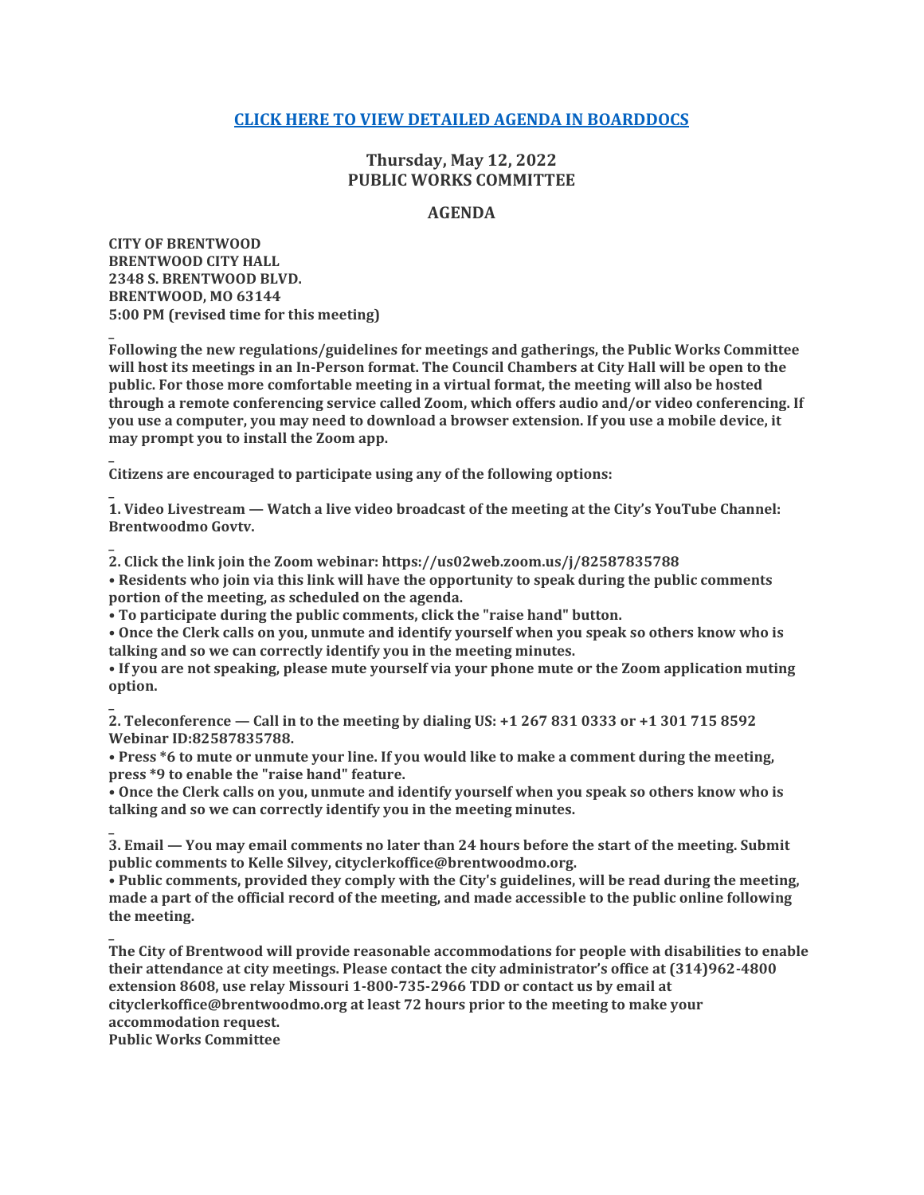[**CLICK HERE TO VIEW DETAILED AGENDA IN BOARDDOCS**]

## Thursday, May 12, 2022
## PUBLIC WORKS COMMITTEE

### AGENDA

**CITY OF BRENTWOOD**
**BRENTWOOD CITY HALL**
**2348 S. BRENTWOOD BLVD.**
**BRENTWOOD, MO 63144**
**5:00 PM (revised time for this meeting)**

**Following the new regulations/guidelines for meetings and gatherings, the Public Works Committee will host its meetings in an In-Person format. The Council Chambers at City Hall will be open to the public. For those more comfortable meeting in a virtual format, the meeting will also be hosted through a remote conferencing service called Zoom, which offers audio and/or video conferencing. If you use a computer, you may need to download a browser extension. If you use a mobile device, it may prompt you to install the Zoom app.**

**Citizens are encouraged to participate using any of the following options:**

**1. Video Livestream — Watch a live video broadcast of the meeting at the City's YouTube Channel: Brentwoodmo Govtv.**

**2. Click the link join the Zoom webinar: https://us02web.zoom.us/j/82587835788**
**• Residents who join via this link will have the opportunity to speak during the public comments portion of the meeting, as scheduled on the agenda.**
**• To participate during the public comments, click the "raise hand" button.**
**• Once the Clerk calls on you, unmute and identify yourself when you speak so others know who is talking and so we can correctly identify you in the meeting minutes.**
**• If you are not speaking, please mute yourself via your phone mute or the Zoom application muting option.**

**2. Teleconference — Call in to the meeting by dialing US: +1 267 831 0333 or +1 301 715 8592 Webinar ID:82587835788.**
**• Press *6 to mute or unmute your line. If you would like to make a comment during the meeting, press *9 to enable the "raise hand" feature.**
**• Once the Clerk calls on you, unmute and identify yourself when you speak so others know who is talking and so we can correctly identify you in the meeting minutes.**

**3. Email — You may email comments no later than 24 hours before the start of the meeting. Submit public comments to Kelle Silvey, cityclerkoffice@brentwoodmo.org.**
**• Public comments, provided they comply with the City's guidelines, will be read during the meeting, made a part of the official record of the meeting, and made accessible to the public online following the meeting.**

**The City of Brentwood will provide reasonable accommodations for people with disabilities to enable their attendance at city meetings. Please contact the city administrator's office at (314)962-4800 extension 8608, use relay Missouri 1-800-735-2966 TDD or contact us by email at cityclerkoffice@brentwoodmo.org at least 72 hours prior to the meeting to make your accommodation request.**
**Public Works Committee**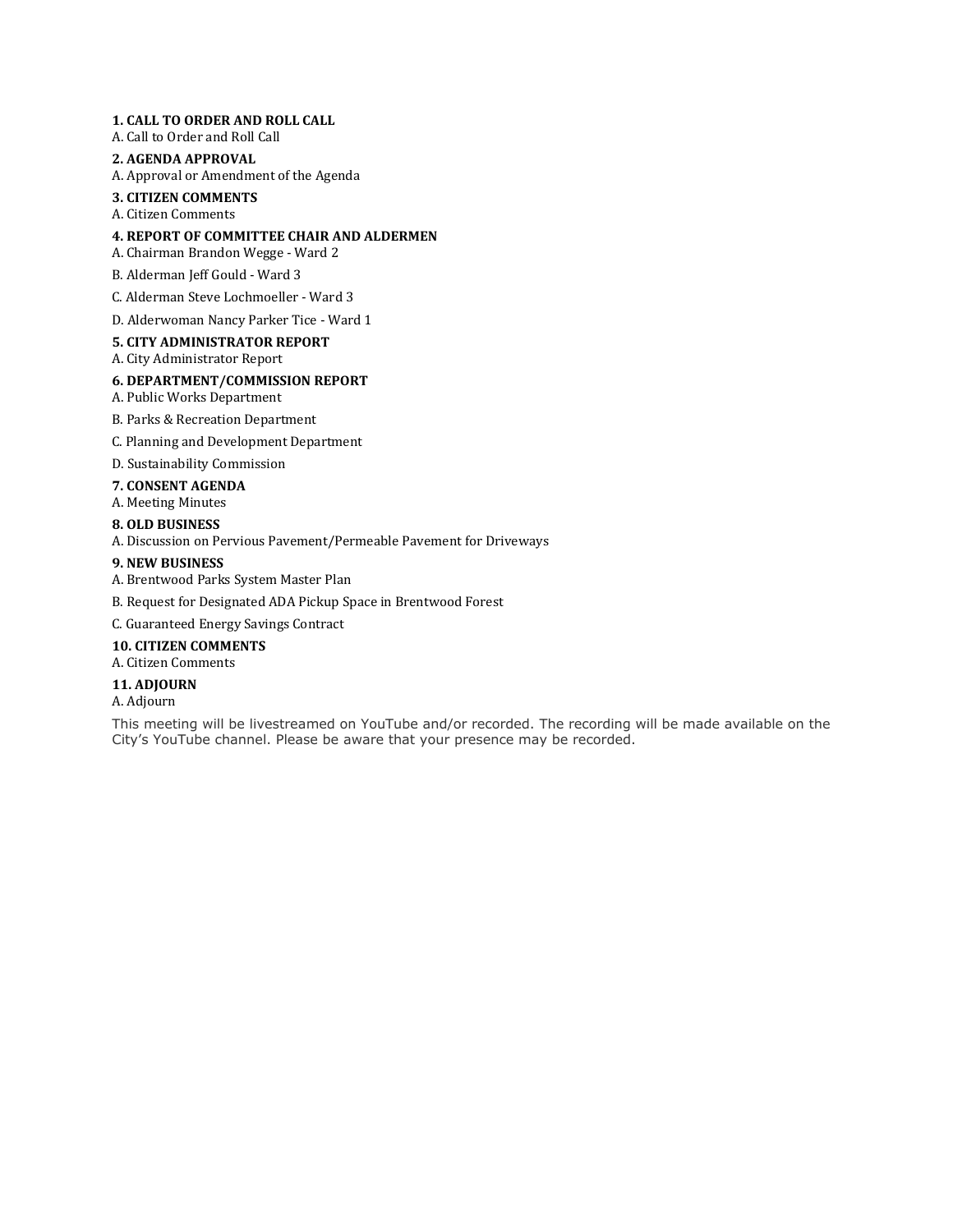**1. CALL TO ORDER AND ROLL CALL**

A. Call to Order and Roll Call

**2. AGENDA APPROVAL**

A. Approval or Amendment of the Agenda

**3. CITIZEN COMMENTS**

A. Citizen Comments

**4. REPORT OF COMMITTEE CHAIR AND ALDERMEN**

A. Chairman Brandon Wegge - Ward 2

B. Alderman Jeff Gould - Ward 3

C. Alderman Steve Lochmoeller - Ward 3

D. Alderwoman Nancy Parker Tice - Ward 1

**5. CITY ADMINISTRATOR REPORT**

A. City Administrator Report

**6. DEPARTMENT/COMMISSION REPORT**

A. Public Works Department

B. Parks & Recreation Department

C. Planning and Development Department

D. Sustainability Commission

**7. CONSENT AGENDA**

A. Meeting Minutes

**8. OLD BUSINESS**

A. Discussion on Pervious Pavement/Permeable Pavement for Driveways

**9. NEW BUSINESS**

A. Brentwood Parks System Master Plan

B. Request for Designated ADA Pickup Space in Brentwood Forest

C. Guaranteed Energy Savings Contract

**10. CITIZEN COMMENTS**

A. Citizen Comments

**11. ADJOURN**

A. Adjourn

This meeting will be livestreamed on YouTube and/or recorded. The recording will be made available on the City's YouTube channel. Please be aware that your presence may be recorded.